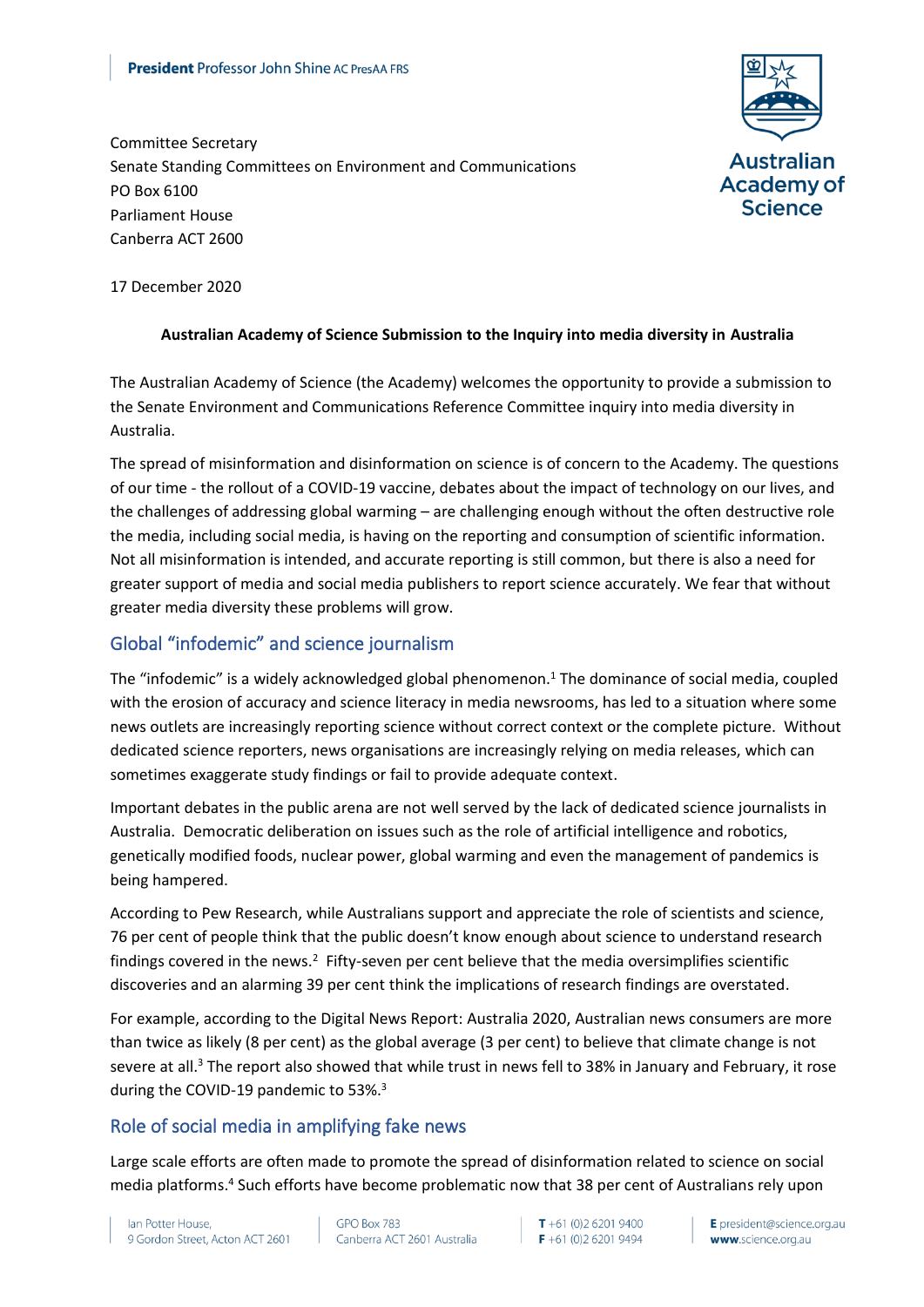**President** Professor John Shine AC PresAA FRS

Australian Academy of Science

Committee Secretary
Senate Standing Committees on Environment and Communications
PO Box 6100
Parliament House
Canberra ACT 2600

17 December 2020

**Australian Academy of Science Submission to the Inquiry into media diversity in Australia**

The Australian Academy of Science (the Academy) welcomes the opportunity to provide a submission to the Senate Environment and Communications Reference Committee inquiry into media diversity in Australia.

The spread of misinformation and disinformation on science is of concern to the Academy. The questions of our time - the rollout of a COVID-19 vaccine, debates about the impact of technology on our lives, and the challenges of addressing global warming – are challenging enough without the often destructive role the media, including social media, is having on the reporting and consumption of scientific information. Not all misinformation is intended, and accurate reporting is still common, but there is also a need for greater support of media and social media publishers to report science accurately. We fear that without greater media diversity these problems will grow.

## Global "infodemic" and science journalism

The "infodemic" is a widely acknowledged global phenomenon.[1] The dominance of social media, coupled with the erosion of accuracy and science literacy in media newsrooms, has led to a situation where some news outlets are increasingly reporting science without correct context or the complete picture. Without dedicated science reporters, news organisations are increasingly relying on media releases, which can sometimes exaggerate study findings or fail to provide adequate context.

Important debates in the public arena are not well served by the lack of dedicated science journalists in Australia. Democratic deliberation on issues such as the role of artificial intelligence and robotics, genetically modified foods, nuclear power, global warming and even the management of pandemics is being hampered.

According to Pew Research, while Australians support and appreciate the role of scientists and science, 76 per cent of people think that the public doesn't know enough about science to understand research findings covered in the news.[2] Fifty-seven per cent believe that the media oversimplifies scientific discoveries and an alarming 39 per cent think the implications of research findings are overstated.

For example, according to the Digital News Report: Australia 2020, Australian news consumers are more than twice as likely (8 per cent) as the global average (3 per cent) to believe that climate change is not severe at all.[3] The report also showed that while trust in news fell to 38% in January and February, it rose during the COVID-19 pandemic to 53%.[3]

## Role of social media in amplifying fake news

Large scale efforts are often made to promote the spread of disinformation related to science on social media platforms.[4] Such efforts have become problematic now that 38 per cent of Australians rely upon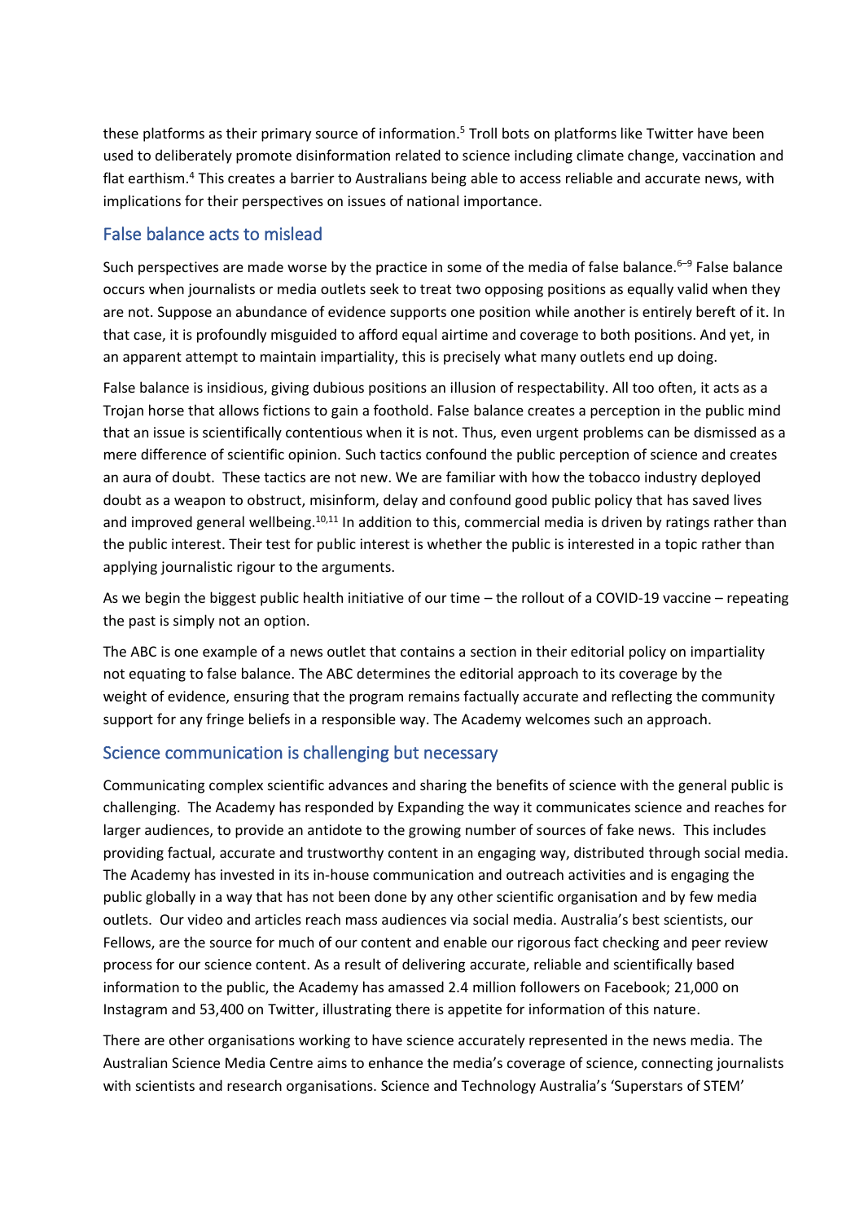these platforms as their primary source of information.[5] Troll bots on platforms like Twitter have been used to deliberately promote disinformation related to science including climate change, vaccination and flat earthism.[4] This creates a barrier to Australians being able to access reliable and accurate news, with implications for their perspectives on issues of national importance.

## False balance acts to mislead

Such perspectives are made worse by the practice in some of the media of false balance.[6–9] False balance occurs when journalists or media outlets seek to treat two opposing positions as equally valid when they are not. Suppose an abundance of evidence supports one position while another is entirely bereft of it. In that case, it is profoundly misguided to afford equal airtime and coverage to both positions. And yet, in an apparent attempt to maintain impartiality, this is precisely what many outlets end up doing.

False balance is insidious, giving dubious positions an illusion of respectability. All too often, it acts as a Trojan horse that allows fictions to gain a foothold. False balance creates a perception in the public mind that an issue is scientifically contentious when it is not. Thus, even urgent problems can be dismissed as a mere difference of scientific opinion. Such tactics confound the public perception of science and creates an aura of doubt. These tactics are not new. We are familiar with how the tobacco industry deployed doubt as a weapon to obstruct, misinform, delay and confound good public policy that has saved lives and improved general wellbeing.[10,11] In addition to this, commercial media is driven by ratings rather than the public interest. Their test for public interest is whether the public is interested in a topic rather than applying journalistic rigour to the arguments.

As we begin the biggest public health initiative of our time – the rollout of a COVID-19 vaccine – repeating the past is simply not an option.

The ABC is one example of a news outlet that contains a section in their editorial policy on impartiality not equating to false balance. The ABC determines the editorial approach to its coverage by the weight of evidence, ensuring that the program remains factually accurate and reflecting the community support for any fringe beliefs in a responsible way. The Academy welcomes such an approach.

## Science communication is challenging but necessary

Communicating complex scientific advances and sharing the benefits of science with the general public is challenging. The Academy has responded by Expanding the way it communicates science and reaches for larger audiences, to provide an antidote to the growing number of sources of fake news. This includes providing factual, accurate and trustworthy content in an engaging way, distributed through social media. The Academy has invested in its in-house communication and outreach activities and is engaging the public globally in a way that has not been done by any other scientific organisation and by few media outlets. Our video and articles reach mass audiences via social media. Australia's best scientists, our Fellows, are the source for much of our content and enable our rigorous fact checking and peer review process for our science content. As a result of delivering accurate, reliable and scientifically based information to the public, the Academy has amassed 2.4 million followers on Facebook; 21,000 on Instagram and 53,400 on Twitter, illustrating there is appetite for information of this nature.

There are other organisations working to have science accurately represented in the news media. The Australian Science Media Centre aims to enhance the media's coverage of science, connecting journalists with scientists and research organisations. Science and Technology Australia's 'Superstars of STEM'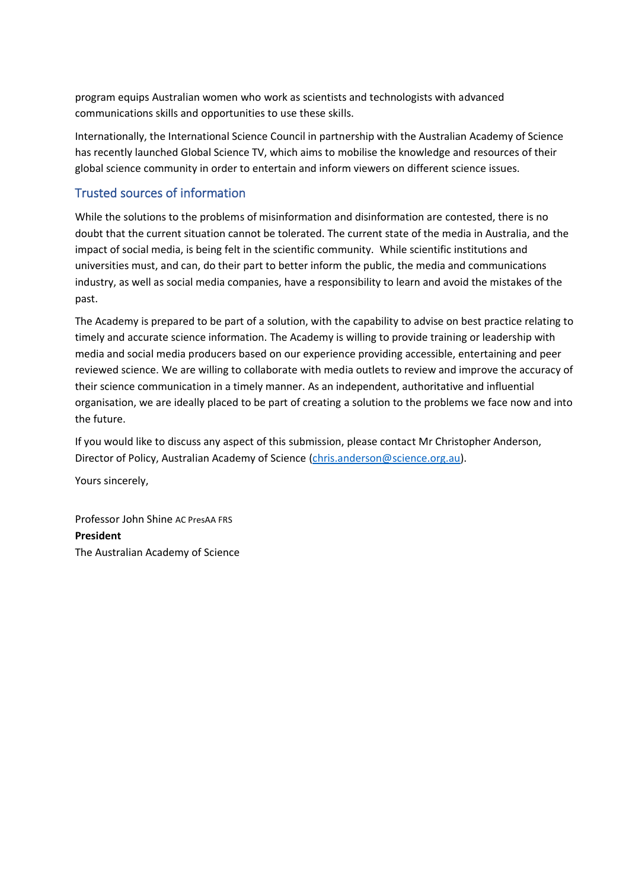program equips Australian women who work as scientists and technologists with advanced communications skills and opportunities to use these skills.

Internationally, the International Science Council in partnership with the Australian Academy of Science has recently launched Global Science TV, which aims to mobilise the knowledge and resources of their global science community in order to entertain and inform viewers on different science issues.

## Trusted sources of information

While the solutions to the problems of misinformation and disinformation are contested, there is no doubt that the current situation cannot be tolerated. The current state of the media in Australia, and the impact of social media, is being felt in the scientific community. While scientific institutions and universities must, and can, do their part to better inform the public, the media and communications industry, as well as social media companies, have a responsibility to learn and avoid the mistakes of the past.

The Academy is prepared to be part of a solution, with the capability to advise on best practice relating to timely and accurate science information. The Academy is willing to provide training or leadership with media and social media producers based on our experience providing accessible, entertaining and peer reviewed science. We are willing to collaborate with media outlets to review and improve the accuracy of their science communication in a timely manner. As an independent, authoritative and influential organisation, we are ideally placed to be part of creating a solution to the problems we face now and into the future.

If you would like to discuss any aspect of this submission, please contact Mr Christopher Anderson, Director of Policy, Australian Academy of Science (chris.anderson@science.org.au).

Yours sincerely,

Professor John Shine AC PresAA FRS
**President**
The Australian Academy of Science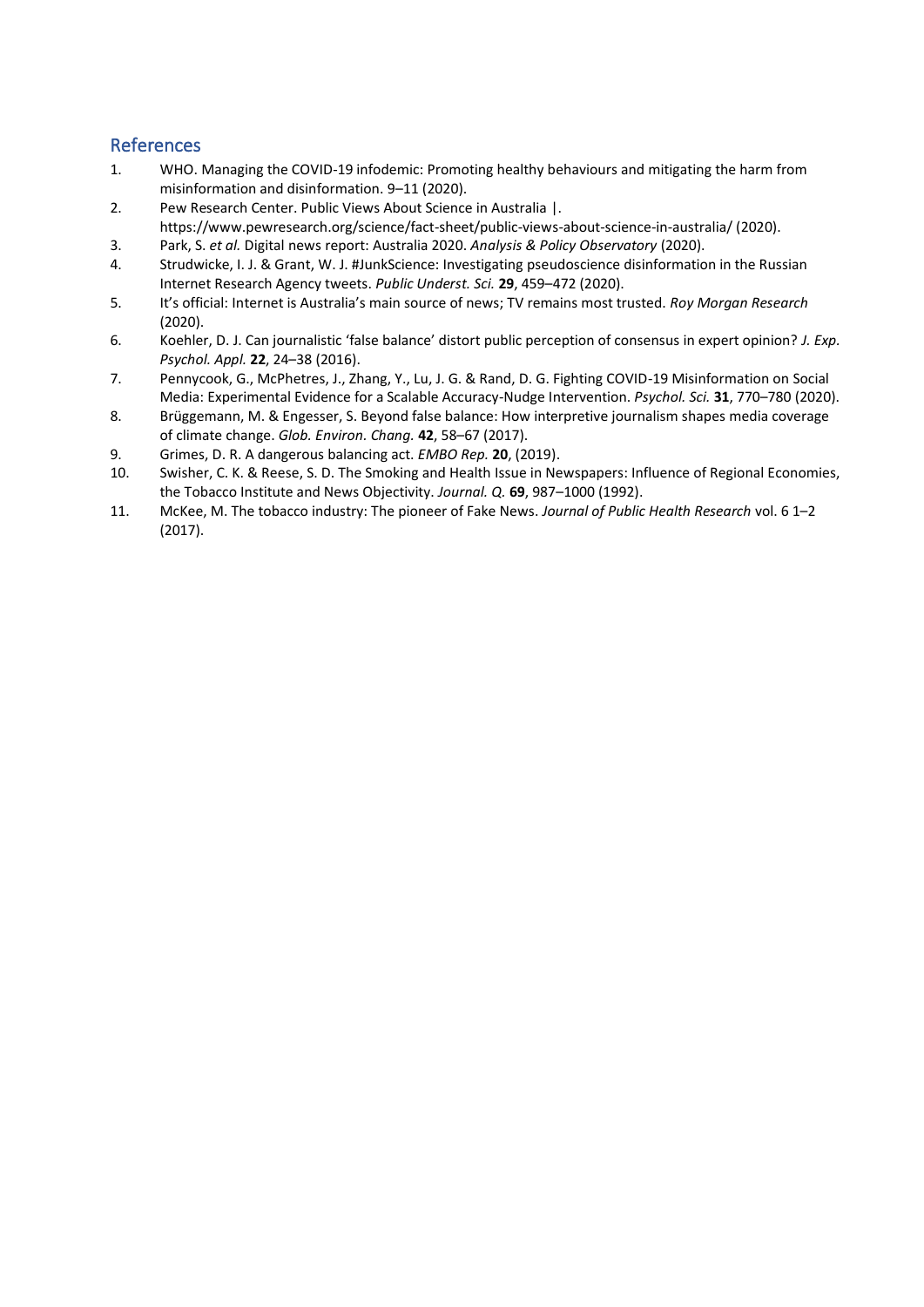## References

1. WHO. Managing the COVID-19 infodemic: Promoting healthy behaviours and mitigating the harm from misinformation and disinformation. 9–11 (2020).
2. Pew Research Center. Public Views About Science in Australia |. https://www.pewresearch.org/science/fact-sheet/public-views-about-science-in-australia/ (2020).
3. Park, S. *et al.* Digital news report: Australia 2020. *Analysis & Policy Observatory* (2020).
4. Strudwicke, I. J. & Grant, W. J. #JunkScience: Investigating pseudoscience disinformation in the Russian Internet Research Agency tweets. *Public Underst. Sci.* **29**, 459–472 (2020).
5. It's official: Internet is Australia's main source of news; TV remains most trusted. *Roy Morgan Research* (2020).
6. Koehler, D. J. Can journalistic 'false balance' distort public perception of consensus in expert opinion? *J. Exp. Psychol. Appl.* **22**, 24–38 (2016).
7. Pennycook, G., McPhetres, J., Zhang, Y., Lu, J. G. & Rand, D. G. Fighting COVID-19 Misinformation on Social Media: Experimental Evidence for a Scalable Accuracy-Nudge Intervention. *Psychol. Sci.* **31**, 770–780 (2020).
8. Brüggemann, M. & Engesser, S. Beyond false balance: How interpretive journalism shapes media coverage of climate change. *Glob. Environ. Chang.* **42**, 58–67 (2017).
9. Grimes, D. R. A dangerous balancing act. *EMBO Rep.* **20**, (2019).
10. Swisher, C. K. & Reese, S. D. The Smoking and Health Issue in Newspapers: Influence of Regional Economies, the Tobacco Institute and News Objectivity. *Journal. Q.* **69**, 987–1000 (1992).
11. McKee, M. The tobacco industry: The pioneer of Fake News. *Journal of Public Health Research* vol. 6 1–2 (2017).